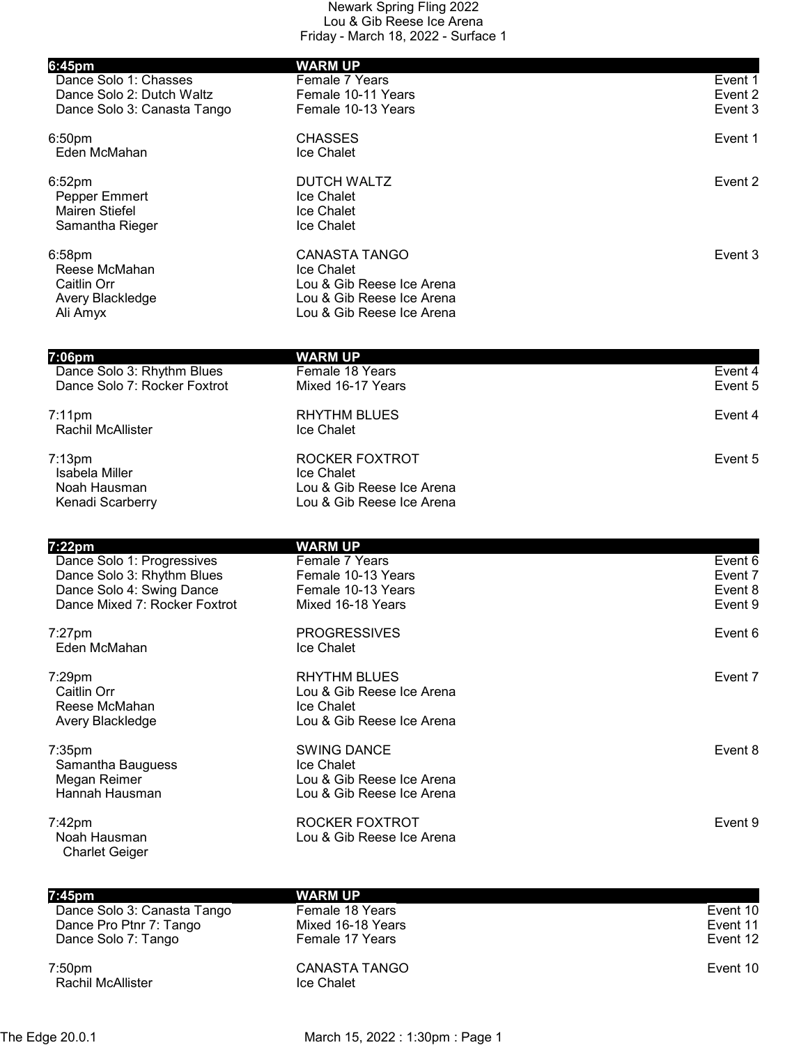Newark Spring Fling 2022
Lou & Gib Reese Ice Arena
Friday - March 18, 2022 - Surface 1

**6:45pm — WARM UP**

| | | |
|---|---|---|
| Dance Solo 1: Chasses | Female 7 Years | Event 1 |
| Dance Solo 2: Dutch Waltz | Female 10-11 Years | Event 2 |
| Dance Solo 3: Canasta Tango | Female 10-13 Years | Event 3 |

6:50pm — CHASSES — Event 1
- Eden McMahan — Ice Chalet

6:52pm — DUTCH WALTZ — Event 2
- Pepper Emmert — Ice Chalet
- Mairen Stiefel — Ice Chalet
- Samantha Rieger — Ice Chalet

6:58pm — CANASTA TANGO — Event 3
- Reese McMahan — Ice Chalet
- Caitlin Orr — Lou & Gib Reese Ice Arena
- Avery Blackledge — Lou & Gib Reese Ice Arena
- Ali Amyx — Lou & Gib Reese Ice Arena

**7:06pm — WARM UP**

| | | |
|---|---|---|
| Dance Solo 3: Rhythm Blues | Female 18 Years | Event 4 |
| Dance Solo 7: Rocker Foxtrot | Mixed 16-17 Years | Event 5 |

7:11pm — RHYTHM BLUES — Event 4
- Rachil McAllister — Ice Chalet

7:13pm — ROCKER FOXTROT — Event 5
- Isabela Miller — Ice Chalet
- Noah Hausman — Lou & Gib Reese Ice Arena
- Kenadi Scarberry — Lou & Gib Reese Ice Arena

**7:22pm — WARM UP**

| | | |
|---|---|---|
| Dance Solo 1: Progressives | Female 7 Years | Event 6 |
| Dance Solo 3: Rhythm Blues | Female 10-13 Years | Event 7 |
| Dance Solo 4: Swing Dance | Female 10-13 Years | Event 8 |
| Dance Mixed 7: Rocker Foxtrot | Mixed 16-18 Years | Event 9 |

7:27pm — PROGRESSIVES — Event 6
- Eden McMahan — Ice Chalet

7:29pm — RHYTHM BLUES — Event 7
- Caitlin Orr — Lou & Gib Reese Ice Arena
- Reese McMahan — Ice Chalet
- Avery Blackledge — Lou & Gib Reese Ice Arena

7:35pm — SWING DANCE — Event 8
- Samantha Bauguess — Ice Chalet
- Megan Reimer — Lou & Gib Reese Ice Arena
- Hannah Hausman — Lou & Gib Reese Ice Arena

7:42pm — ROCKER FOXTROT — Event 9
- Noah Hausman — Lou & Gib Reese Ice Arena
  - Charlet Geiger

**7:45pm — WARM UP**

| | | |
|---|---|---|
| Dance Solo 3: Canasta Tango | Female 18 Years | Event 10 |
| Dance Pro Ptnr 7: Tango | Mixed 16-18 Years | Event 11 |
| Dance Solo 7: Tango | Female 17 Years | Event 12 |

7:50pm — CANASTA TANGO — Event 10
- Rachil McAllister — Ice Chalet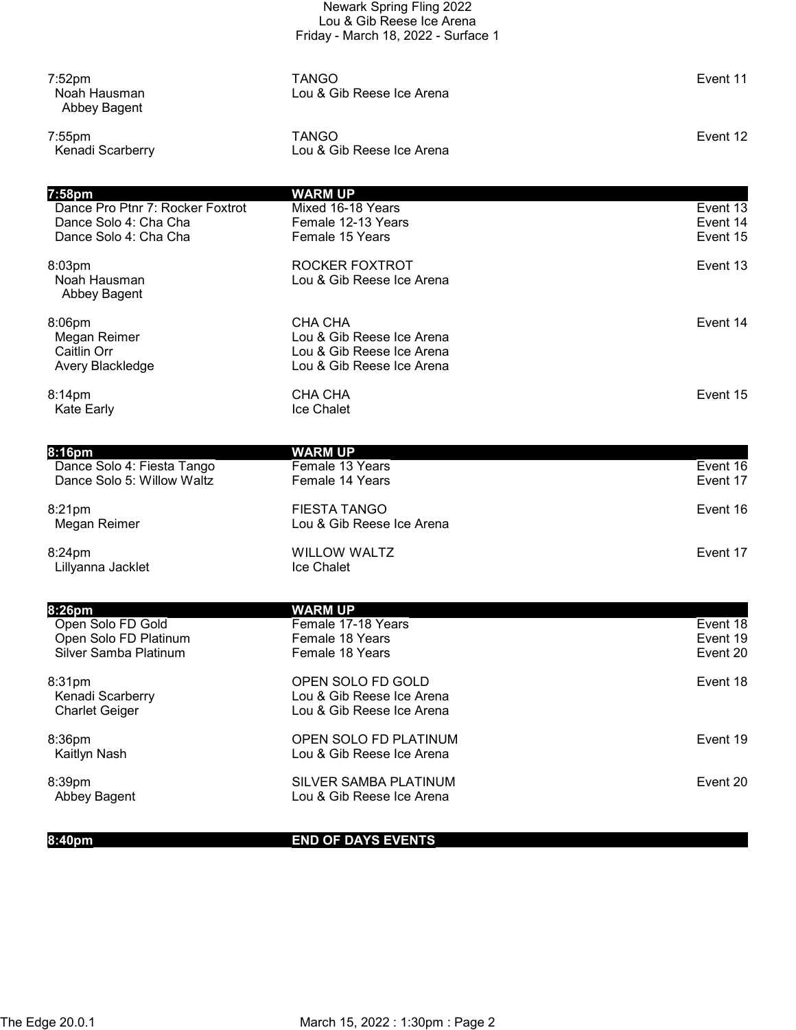Newark Spring Fling 2022
Lou & Gib Reese Ice Arena
Friday - March 18, 2022 - Surface 1

| Time / Name | Event / Club | Event # |
|---|---|---|
| 7:52pm | TANGO | Event 11 |
| Noah Hausman | Lou & Gib Reese Ice Arena | |
| Abbey Bagent | | |
| 7:55pm | TANGO | Event 12 |
| Kenadi Scarberry | Lou & Gib Reese Ice Arena | |
| **7:58pm** | **WARM UP** | |
| Dance Pro Ptnr 7: Rocker Foxtrot | Mixed 16-18 Years | Event 13 |
| Dance Solo 4: Cha Cha | Female 12-13 Years | Event 14 |
| Dance Solo 4: Cha Cha | Female 15 Years | Event 15 |
| 8:03pm | ROCKER FOXTROT | Event 13 |
| Noah Hausman | Lou & Gib Reese Ice Arena | |
| Abbey Bagent | | |
| 8:06pm | CHA CHA | Event 14 |
| Megan Reimer | Lou & Gib Reese Ice Arena | |
| Caitlin Orr | Lou & Gib Reese Ice Arena | |
| Avery Blackledge | Lou & Gib Reese Ice Arena | |
| 8:14pm | CHA CHA | Event 15 |
| Kate Early | Ice Chalet | |
| **8:16pm** | **WARM UP** | |
| Dance Solo 4: Fiesta Tango | Female 13 Years | Event 16 |
| Dance Solo 5: Willow Waltz | Female 14 Years | Event 17 |
| 8:21pm | FIESTA TANGO | Event 16 |
| Megan Reimer | Lou & Gib Reese Ice Arena | |
| 8:24pm | WILLOW WALTZ | Event 17 |
| Lillyanna Jacklet | Ice Chalet | |
| **8:26pm** | **WARM UP** | |
| Open Solo FD Gold | Female 17-18 Years | Event 18 |
| Open Solo FD Platinum | Female 18 Years | Event 19 |
| Silver Samba Platinum | Female 18 Years | Event 20 |
| 8:31pm | OPEN SOLO FD GOLD | Event 18 |
| Kenadi Scarberry | Lou & Gib Reese Ice Arena | |
| Charlet Geiger | Lou & Gib Reese Ice Arena | |
| 8:36pm | OPEN SOLO FD PLATINUM | Event 19 |
| Kaitlyn Nash | Lou & Gib Reese Ice Arena | |
| 8:39pm | SILVER SAMBA PLATINUM | Event 20 |
| Abbey Bagent | Lou & Gib Reese Ice Arena | |
| **8:40pm** | **END OF DAYS EVENTS** | |

The Edge 20.0.1 March 15, 2022 : 1:30pm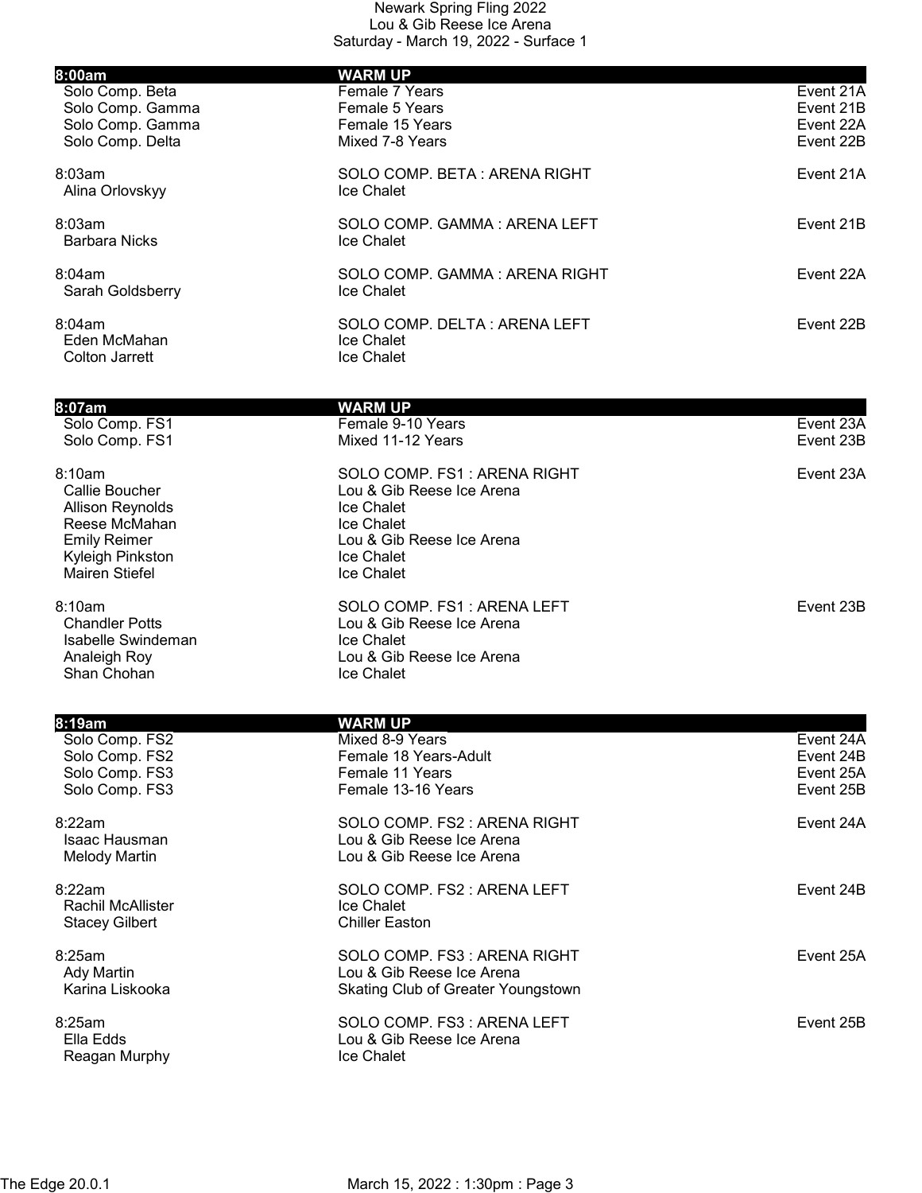Newark Spring Fling 2022
Lou & Gib Reese Ice Arena
Saturday - March 19, 2022 - Surface 1

| **8:00am** | **WARM UP** | |
|---|---|---|
| Solo Comp. Beta | Female 7 Years | Event 21A |
| Solo Comp. Gamma | Female 5 Years | Event 21B |
| Solo Comp. Gamma | Female 15 Years | Event 22A |
| Solo Comp. Delta | Mixed 7-8 Years | Event 22B |

| 8:03am | SOLO COMP. BETA : ARENA RIGHT | Event 21A |
|---|---|---|
| Alina Orlovskyy | Ice Chalet | |

| 8:03am | SOLO COMP. GAMMA : ARENA LEFT | Event 21B |
|---|---|---|
| Barbara Nicks | Ice Chalet | |

| 8:04am | SOLO COMP. GAMMA : ARENA RIGHT | Event 22A |
|---|---|---|
| Sarah Goldsberry | Ice Chalet | |

| 8:04am | SOLO COMP. DELTA : ARENA LEFT | Event 22B |
|---|---|---|
| Eden McMahan | Ice Chalet | |
| Colton Jarrett | Ice Chalet | |

| **8:07am** | **WARM UP** | |
|---|---|---|
| Solo Comp. FS1 | Female 9-10 Years | Event 23A |
| Solo Comp. FS1 | Mixed 11-12 Years | Event 23B |

| 8:10am | SOLO COMP. FS1 : ARENA RIGHT | Event 23A |
|---|---|---|
| Callie Boucher | Lou & Gib Reese Ice Arena | |
| Allison Reynolds | Ice Chalet | |
| Reese McMahan | Ice Chalet | |
| Emily Reimer | Lou & Gib Reese Ice Arena | |
| Kyleigh Pinkston | Ice Chalet | |
| Mairen Stiefel | Ice Chalet | |

| 8:10am | SOLO COMP. FS1 : ARENA LEFT | Event 23B |
|---|---|---|
| Chandler Potts | Lou & Gib Reese Ice Arena | |
| Isabelle Swindeman | Ice Chalet | |
| Analeigh Roy | Lou & Gib Reese Ice Arena | |
| Shan Chohan | Ice Chalet | |

| **8:19am** | **WARM UP** | |
|---|---|---|
| Solo Comp. FS2 | Mixed 8-9 Years | Event 24A |
| Solo Comp. FS2 | Female 18 Years-Adult | Event 24B |
| Solo Comp. FS3 | Female 11 Years | Event 25A |
| Solo Comp. FS3 | Female 13-16 Years | Event 25B |

| 8:22am | SOLO COMP. FS2 : ARENA RIGHT | Event 24A |
|---|---|---|
| Isaac Hausman | Lou & Gib Reese Ice Arena | |
| Melody Martin | Lou & Gib Reese Ice Arena | |

| 8:22am | SOLO COMP. FS2 : ARENA LEFT | Event 24B |
|---|---|---|
| Rachil McAllister | Ice Chalet | |
| Stacey Gilbert | Chiller Easton | |

| 8:25am | SOLO COMP. FS3 : ARENA RIGHT | Event 25A |
|---|---|---|
| Ady Martin | Lou & Gib Reese Ice Arena | |
| Karina Liskooka | Skating Club of Greater Youngstown | |

| 8:25am | SOLO COMP. FS3 : ARENA LEFT | Event 25B |
|---|---|---|
| Ella Edds | Lou & Gib Reese Ice Arena | |
| Reagan Murphy | Ice Chalet | |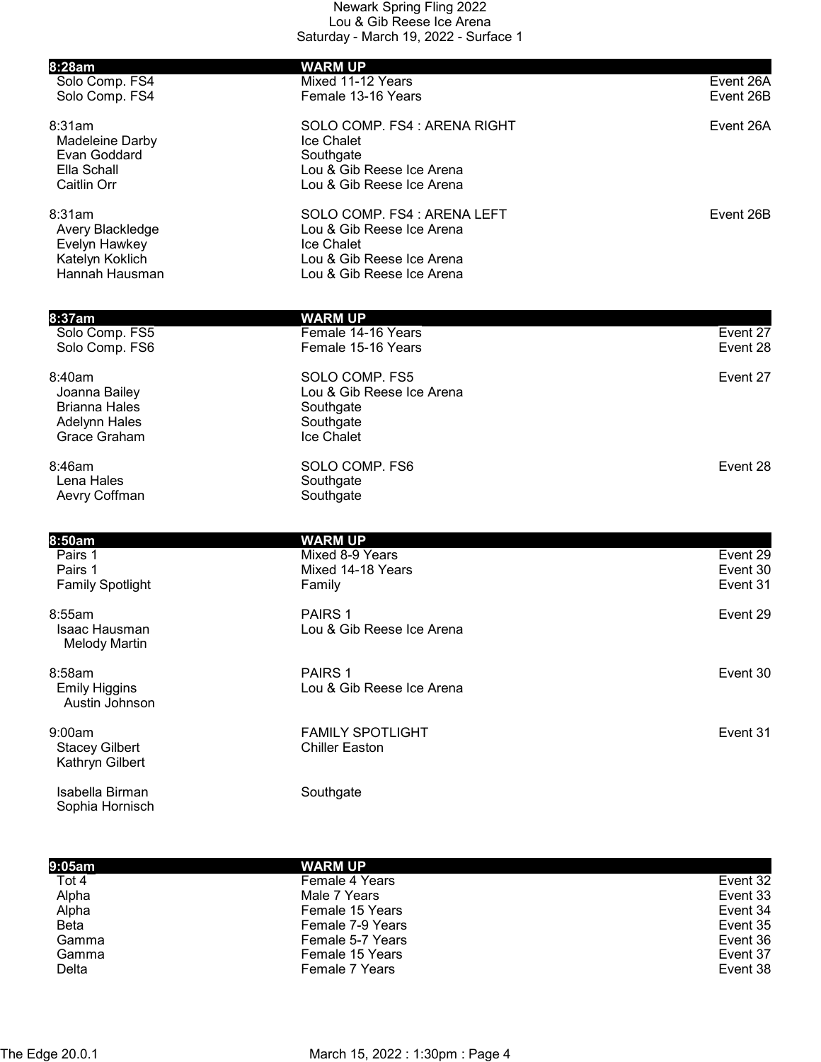Newark Spring Fling 2022
Lou & Gib Reese Ice Arena
Saturday - March 19, 2022 - Surface 1

| **8:28am** | **WARM UP** | |
|---|---|---|
| Solo Comp. FS4 | Mixed 11-12 Years | Event 26A |
| Solo Comp. FS4 | Female 13-16 Years | Event 26B |

| 8:31am | SOLO COMP. FS4 : ARENA RIGHT | Event 26A |
|---|---|---|
| Madeleine Darby | Ice Chalet | |
| Evan Goddard | Southgate | |
| Ella Schall | Lou & Gib Reese Ice Arena | |
| Caitlin Orr | Lou & Gib Reese Ice Arena | |

| 8:31am | SOLO COMP. FS4 : ARENA LEFT | Event 26B |
|---|---|---|
| Avery Blackledge | Lou & Gib Reese Ice Arena | |
| Evelyn Hawkey | Ice Chalet | |
| Katelyn Koklich | Lou & Gib Reese Ice Arena | |
| Hannah Hausman | Lou & Gib Reese Ice Arena | |

| **8:37am** | **WARM UP** | |
|---|---|---|
| Solo Comp. FS5 | Female 14-16 Years | Event 27 |
| Solo Comp. FS6 | Female 15-16 Years | Event 28 |

| 8:40am | SOLO COMP. FS5 | Event 27 |
|---|---|---|
| Joanna Bailey | Lou & Gib Reese Ice Arena | |
| Brianna Hales | Southgate | |
| Adelynn Hales | Southgate | |
| Grace Graham | Ice Chalet | |

| 8:46am | SOLO COMP. FS6 | Event 28 |
|---|---|---|
| Lena Hales | Southgate | |
| Aevry Coffman | Southgate | |

| **8:50am** | **WARM UP** | |
|---|---|---|
| Pairs 1 | Mixed 8-9 Years | Event 29 |
| Pairs 1 | Mixed 14-18 Years | Event 30 |
| Family Spotlight | Family | Event 31 |

| 8:55am | PAIRS 1 | Event 29 |
|---|---|---|
| Isaac Hausman / Melody Martin | Lou & Gib Reese Ice Arena | |

| 8:58am | PAIRS 1 | Event 30 |
|---|---|---|
| Emily Higgins / Austin Johnson | Lou & Gib Reese Ice Arena | |

| 9:00am | FAMILY SPOTLIGHT | Event 31 |
|---|---|---|
| Stacey Gilbert / Kathryn Gilbert | Chiller Easton | |
| Isabella Birman / Sophia Hornisch | Southgate | |

| **9:05am** | **WARM UP** | |
|---|---|---|
| Tot 4 | Female 4 Years | Event 32 |
| Alpha | Male 7 Years | Event 33 |
| Alpha | Female 15 Years | Event 34 |
| Beta | Female 7-9 Years | Event 35 |
| Gamma | Female 5-7 Years | Event 36 |
| Gamma | Female 15 Years | Event 37 |
| Delta | Female 7 Years | Event 38 |

The Edge 20.0.1 March 15, 2022 : 1:30pm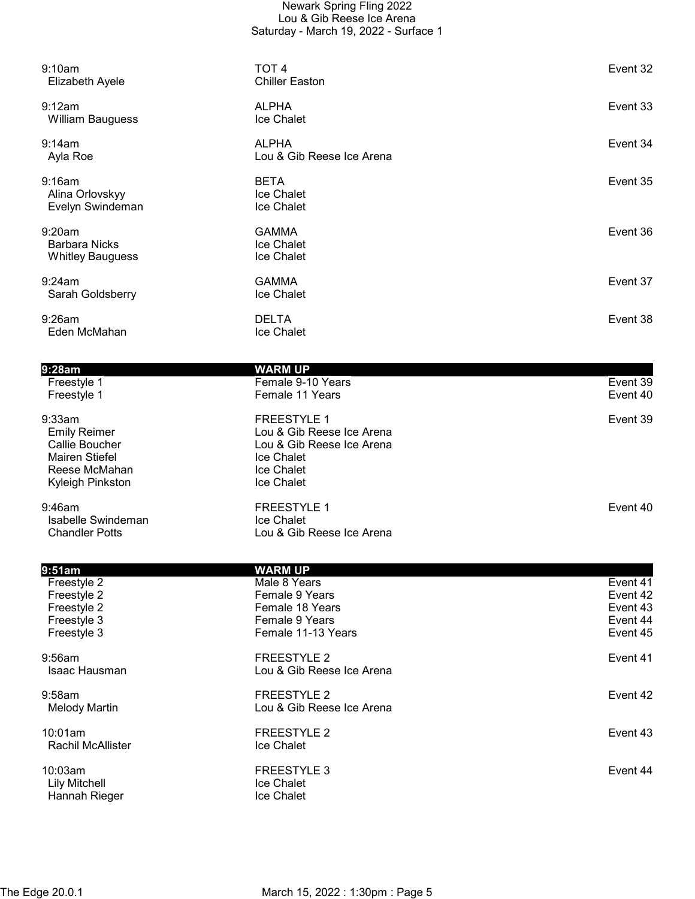| Time | Event / Club | Event # |
|---|---|---|
| 9:10am | TOT 4 | Event 32 |
| Elizabeth Ayele | Chiller Easton | |
| 9:12am | ALPHA | Event 33 |
| William Bauguess | Ice Chalet | |
| 9:14am | ALPHA | Event 34 |
| Ayla Roe | Lou & Gib Reese Ice Arena | |
| 9:16am | BETA | Event 35 |
| Alina Orlovskyy | Ice Chalet | |
| Evelyn Swindeman | Ice Chalet | |
| 9:20am | GAMMA | Event 36 |
| Barbara Nicks | Ice Chalet | |
| Whitley Bauguess | Ice Chalet | |
| 9:24am | GAMMA | Event 37 |
| Sarah Goldsberry | Ice Chalet | |
| 9:26am | DELTA | Event 38 |
| Eden McMahan | Ice Chalet | |
| **9:28am** | **WARM UP** | |
| Freestyle 1 | Female 9-10 Years | Event 39 |
| Freestyle 1 | Female 11 Years | Event 40 |
| 9:33am | FREESTYLE 1 | Event 39 |
| Emily Reimer | Lou & Gib Reese Ice Arena | |
| Callie Boucher | Lou & Gib Reese Ice Arena | |
| Mairen Stiefel | Ice Chalet | |
| Reese McMahan | Ice Chalet | |
| Kyleigh Pinkston | Ice Chalet | |
| 9:46am | FREESTYLE 1 | Event 40 |
| Isabelle Swindeman | Ice Chalet | |
| Chandler Potts | Lou & Gib Reese Ice Arena | |
| **9:51am** | **WARM UP** | |
| Freestyle 2 | Male 8 Years | Event 41 |
| Freestyle 2 | Female 9 Years | Event 42 |
| Freestyle 2 | Female 18 Years | Event 43 |
| Freestyle 3 | Female 9 Years | Event 44 |
| Freestyle 3 | Female 11-13 Years | Event 45 |
| 9:56am | FREESTYLE 2 | Event 41 |
| Isaac Hausman | Lou & Gib Reese Ice Arena | |
| 9:58am | FREESTYLE 2 | Event 42 |
| Melody Martin | Lou & Gib Reese Ice Arena | |
| 10:01am | FREESTYLE 2 | Event 43 |
| Rachil McAllister | Ice Chalet | |
| 10:03am | FREESTYLE 3 | Event 44 |
| Lily Mitchell | Ice Chalet | |
| Hannah Rieger | Ice Chalet | |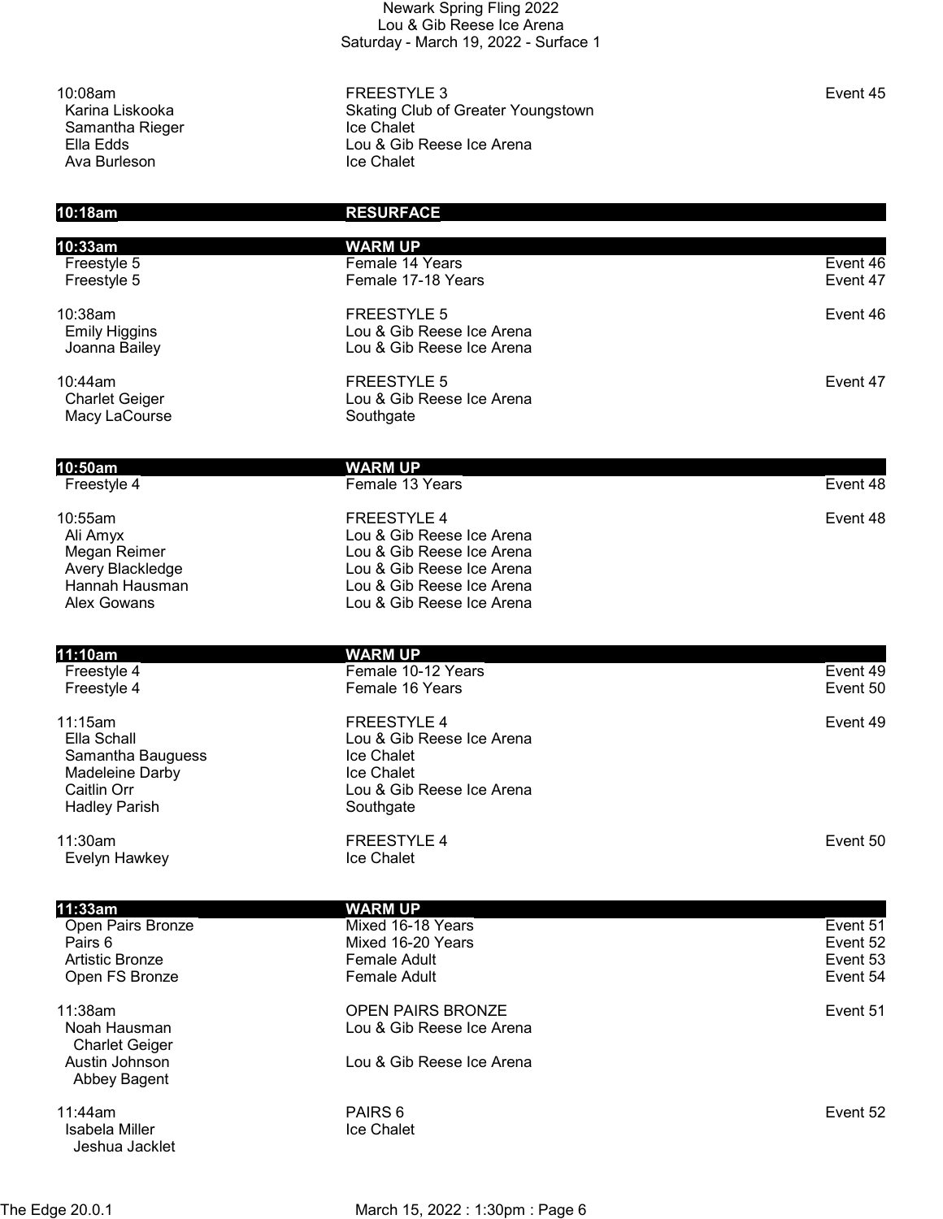# Newark Spring Fling 2022
## Lou & Gib Reese Ice Arena
### Saturday - March 19, 2022 - Surface 1

| Time / Skater | Event / Club | Event # |
|---|---|---|
| 10:08am | FREESTYLE 3 | Event 45 |
| Karina Liskooka | Skating Club of Greater Youngstown | |
| Samantha Rieger | Ice Chalet | |
| Ella Edds | Lou & Gib Reese Ice Arena | |
| Ava Burleson | Ice Chalet | |
| **10:18am** | **RESURFACE** | |
| **10:33am** | **WARM UP** | |
| Freestyle 5 | Female 14 Years | Event 46 |
| Freestyle 5 | Female 17-18 Years | Event 47 |
| 10:38am | FREESTYLE 5 | Event 46 |
| Emily Higgins | Lou & Gib Reese Ice Arena | |
| Joanna Bailey | Lou & Gib Reese Ice Arena | |
| 10:44am | FREESTYLE 5 | Event 47 |
| Charlet Geiger | Lou & Gib Reese Ice Arena | |
| Macy LaCourse | Southgate | |
| **10:50am** | **WARM UP** | |
| Freestyle 4 | Female 13 Years | Event 48 |
| 10:55am | FREESTYLE 4 | Event 48 |
| Ali Amyx | Lou & Gib Reese Ice Arena | |
| Megan Reimer | Lou & Gib Reese Ice Arena | |
| Avery Blackledge | Lou & Gib Reese Ice Arena | |
| Hannah Hausman | Lou & Gib Reese Ice Arena | |
| Alex Gowans | Lou & Gib Reese Ice Arena | |
| **11:10am** | **WARM UP** | |
| Freestyle 4 | Female 10-12 Years | Event 49 |
| Freestyle 4 | Female 16 Years | Event 50 |
| 11:15am | FREESTYLE 4 | Event 49 |
| Ella Schall | Lou & Gib Reese Ice Arena | |
| Samantha Bauguess | Ice Chalet | |
| Madeleine Darby | Ice Chalet | |
| Caitlin Orr | Lou & Gib Reese Ice Arena | |
| Hadley Parish | Southgate | |
| 11:30am | FREESTYLE 4 | Event 50 |
| Evelyn Hawkey | Ice Chalet | |
| **11:33am** | **WARM UP** | |
| Open Pairs Bronze | Mixed 16-18 Years | Event 51 |
| Pairs 6 | Mixed 16-20 Years | Event 52 |
| Artistic Bronze | Female Adult | Event 53 |
| Open FS Bronze | Female Adult | Event 54 |
| 11:38am | OPEN PAIRS BRONZE | Event 51 |
| Noah Hausman / Charlet Geiger | Lou & Gib Reese Ice Arena | |
| Austin Johnson / Abbey Bagent | Lou & Gib Reese Ice Arena | |
| 11:44am | PAIRS 6 | Event 52 |
| Isabela Miller / Jeshua Jacklet | Ice Chalet | |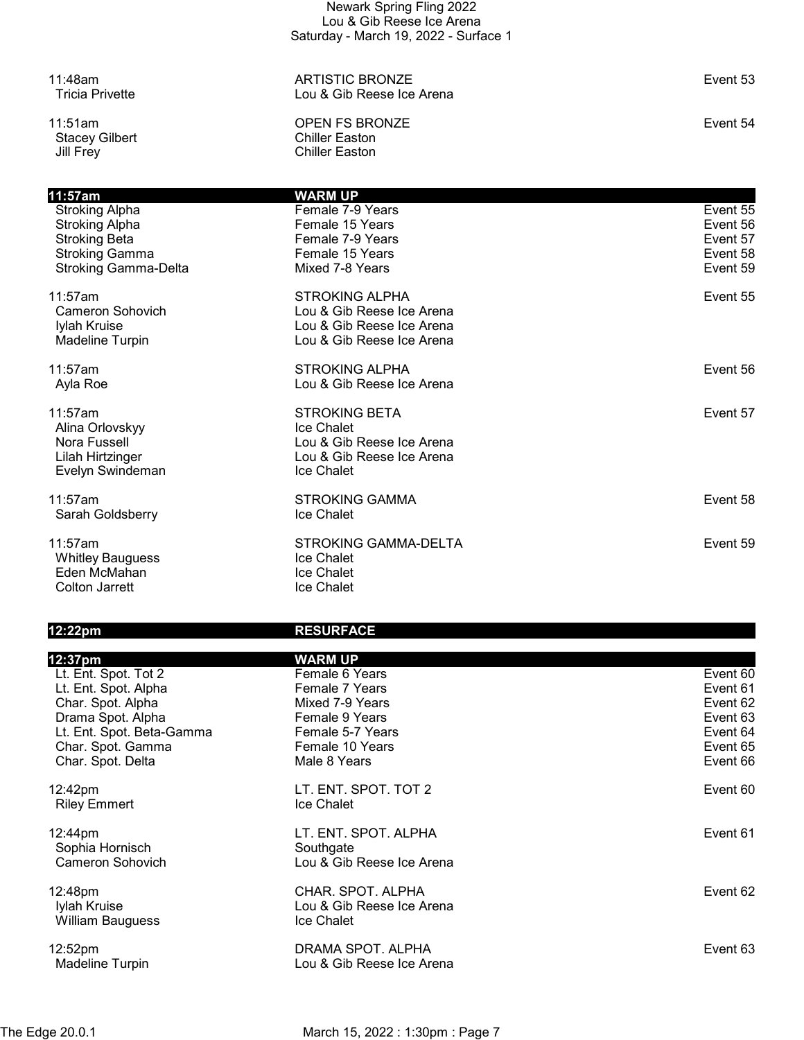11:48am | ARTISTIC BRONZE | Event 53
- Tricia Privette — Lou & Gib Reese Ice Arena

11:51am | OPEN FS BRONZE | Event 54
- Stacey Gilbert — Chiller Easton
- Jill Frey — Chiller Easton

**11:57am — WARM UP**

| | | |
|---|---|---|
| Stroking Alpha | Female 7-9 Years | Event 55 |
| Stroking Alpha | Female 15 Years | Event 56 |
| Stroking Beta | Female 7-9 Years | Event 57 |
| Stroking Gamma | Female 15 Years | Event 58 |
| Stroking Gamma-Delta | Mixed 7-8 Years | Event 59 |

11:57am | STROKING ALPHA | Event 55
- Cameron Sohovich — Lou & Gib Reese Ice Arena
- Iylah Kruise — Lou & Gib Reese Ice Arena
- Madeline Turpin — Lou & Gib Reese Ice Arena

11:57am | STROKING ALPHA | Event 56
- Ayla Roe — Lou & Gib Reese Ice Arena

11:57am | STROKING BETA | Event 57
- Alina Orlovskyy — Ice Chalet
- Nora Fussell — Lou & Gib Reese Ice Arena
- Lilah Hirtzinger — Lou & Gib Reese Ice Arena
- Evelyn Swindeman — Ice Chalet

11:57am | STROKING GAMMA | Event 58
- Sarah Goldsberry — Ice Chalet

11:57am | STROKING GAMMA-DELTA | Event 59
- Whitley Bauguess — Ice Chalet
- Eden McMahan — Ice Chalet
- Colton Jarrett — Ice Chalet

**12:22pm — RESURFACE**

**12:37pm — WARM UP**

| | | |
|---|---|---|
| Lt. Ent. Spot. Tot 2 | Female 6 Years | Event 60 |
| Lt. Ent. Spot. Alpha | Female 7 Years | Event 61 |
| Char. Spot. Alpha | Mixed 7-9 Years | Event 62 |
| Drama Spot. Alpha | Female 9 Years | Event 63 |
| Lt. Ent. Spot. Beta-Gamma | Female 5-7 Years | Event 64 |
| Char. Spot. Gamma | Female 10 Years | Event 65 |
| Char. Spot. Delta | Male 8 Years | Event 66 |

12:42pm | LT. ENT. SPOT. TOT 2 | Event 60
- Riley Emmert — Ice Chalet

12:44pm | LT. ENT. SPOT. ALPHA | Event 61
- Sophia Hornisch — Southgate
- Cameron Sohovich — Lou & Gib Reese Ice Arena

12:48pm | CHAR. SPOT. ALPHA | Event 62
- Iylah Kruise — Lou & Gib Reese Ice Arena
- William Bauguess — Ice Chalet

12:52pm | DRAMA SPOT. ALPHA | Event 63
- Madeline Turpin — Lou & Gib Reese Ice Arena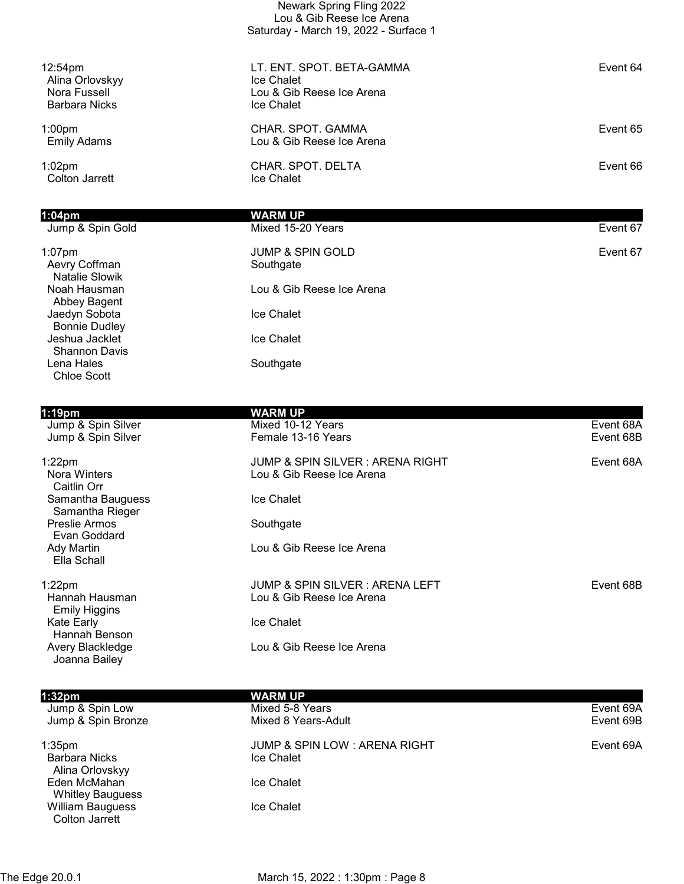| Time / Skater | Event / Club | Event # |
|---|---|---|
| 12:54pm | LT. ENT. SPOT. BETA-GAMMA | Event 64 |
| Alina Orlovskyy | Ice Chalet | |
| Nora Fussell | Lou & Gib Reese Ice Arena | |
| Barbara Nicks | Ice Chalet | |
| 1:00pm | CHAR. SPOT. GAMMA | Event 65 |
| Emily Adams | Lou & Gib Reese Ice Arena | |
| 1:02pm | CHAR. SPOT. DELTA | Event 66 |
| Colton Jarrett | Ice Chalet | |
| **1:04pm** | **WARM UP** | |
| Jump & Spin Gold | Mixed 15-20 Years | Event 67 |
| 1:07pm | JUMP & SPIN GOLD | Event 67 |
| Aevry Coffman / Natalie Slowik | Southgate | |
| Noah Hausman / Abbey Bagent | Lou & Gib Reese Ice Arena | |
| Jaedyn Sobota / Bonnie Dudley | Ice Chalet | |
| Jeshua Jacklet / Shannon Davis | Ice Chalet | |
| Lena Hales / Chloe Scott | Southgate | |
| **1:19pm** | **WARM UP** | |
| Jump & Spin Silver | Mixed 10-12 Years | Event 68A |
| Jump & Spin Silver | Female 13-16 Years | Event 68B |
| 1:22pm | JUMP & SPIN SILVER : ARENA RIGHT | Event 68A |
| Nora Winters / Caitlin Orr | Lou & Gib Reese Ice Arena | |
| Samantha Bauguess / Samantha Rieger | Ice Chalet | |
| Preslie Armos / Evan Goddard | Southgate | |
| Ady Martin / Ella Schall | Lou & Gib Reese Ice Arena | |
| 1:22pm | JUMP & SPIN SILVER : ARENA LEFT | Event 68B |
| Hannah Hausman / Emily Higgins | Lou & Gib Reese Ice Arena | |
| Kate Early / Hannah Benson | Ice Chalet | |
| Avery Blackledge / Joanna Bailey | Lou & Gib Reese Ice Arena | |
| **1:32pm** | **WARM UP** | |
| Jump & Spin Low | Mixed 5-8 Years | Event 69A |
| Jump & Spin Bronze | Mixed 8 Years-Adult | Event 69B |
| 1:35pm | JUMP & SPIN LOW : ARENA RIGHT | Event 69A |
| Barbara Nicks / Alina Orlovskyy | Ice Chalet | |
| Eden McMahan / Whitley Bauguess | Ice Chalet | |
| William Bauguess / Colton Jarrett | Ice Chalet | |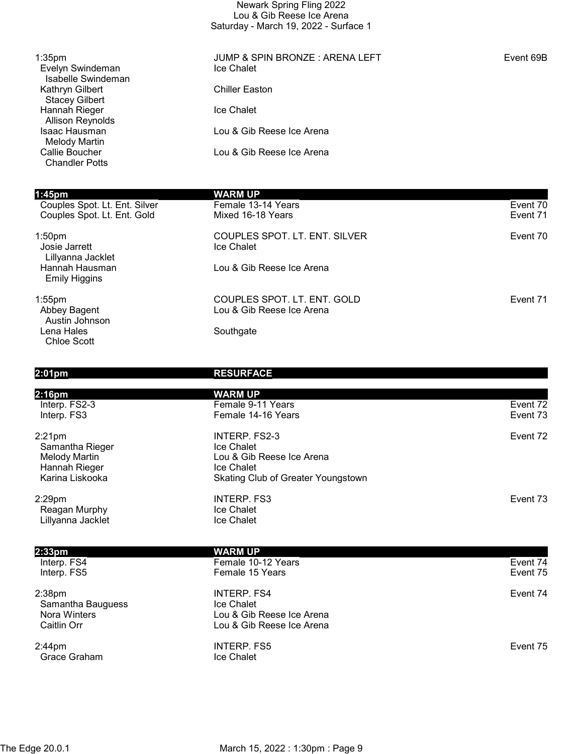1:35pm JUMP & SPIN BRONZE : ARENA LEFT — Event 69B

| Skater | Club |
|---|---|
| Evelyn Swindeman / Isabelle Swindeman | Ice Chalet |
| Kathryn Gilbert / Stacey Gilbert | Chiller Easton |
| Hannah Rieger / Allison Reynolds | Ice Chalet |
| Isaac Hausman / Melody Martin | Lou & Gib Reese Ice Arena |
| Callie Boucher / Chandler Potts | Lou & Gib Reese Ice Arena |

**1:45pm WARM UP**

| Event | Category | Event No. |
|---|---|---|
| Couples Spot. Lt. Ent. Silver | Female 13-14 Years | Event 70 |
| Couples Spot. Lt. Ent. Gold | Mixed 16-18 Years | Event 71 |

1:50pm COUPLES SPOT. LT. ENT. SILVER — Event 70

| Skater | Club |
|---|---|
| Josie Jarrett / Lillyanna Jacklet | Ice Chalet |
| Hannah Hausman / Emily Higgins | Lou & Gib Reese Ice Arena |

1:55pm COUPLES SPOT. LT. ENT. GOLD — Event 71

| Skater | Club |
|---|---|
| Abbey Bagent / Austin Johnson | Lou & Gib Reese Ice Arena |
| Lena Hales / Chloe Scott | Southgate |

**2:01pm RESURFACE**

**2:16pm WARM UP**

| Event | Category | Event No. |
|---|---|---|
| Interp. FS2-3 | Female 9-11 Years | Event 72 |
| Interp. FS3 | Female 14-16 Years | Event 73 |

2:21pm INTERP. FS2-3 — Event 72

| Skater | Club |
|---|---|
| Samantha Rieger | Ice Chalet |
| Melody Martin | Lou & Gib Reese Ice Arena |
| Hannah Rieger | Ice Chalet |
| Karina Liskooka | Skating Club of Greater Youngstown |

2:29pm INTERP. FS3 — Event 73

| Skater | Club |
|---|---|
| Reagan Murphy | Ice Chalet |
| Lillyanna Jacklet | Ice Chalet |

**2:33pm WARM UP**

| Event | Category | Event No. |
|---|---|---|
| Interp. FS4 | Female 10-12 Years | Event 74 |
| Interp. FS5 | Female 15 Years | Event 75 |

2:38pm INTERP. FS4 — Event 74

| Skater | Club |
|---|---|
| Samantha Bauguess | Ice Chalet |
| Nora Winters | Lou & Gib Reese Ice Arena |
| Caitlin Orr | Lou & Gib Reese Ice Arena |

2:44pm INTERP. FS5 — Event 75

| Skater | Club |
|---|---|
| Grace Graham | Ice Chalet |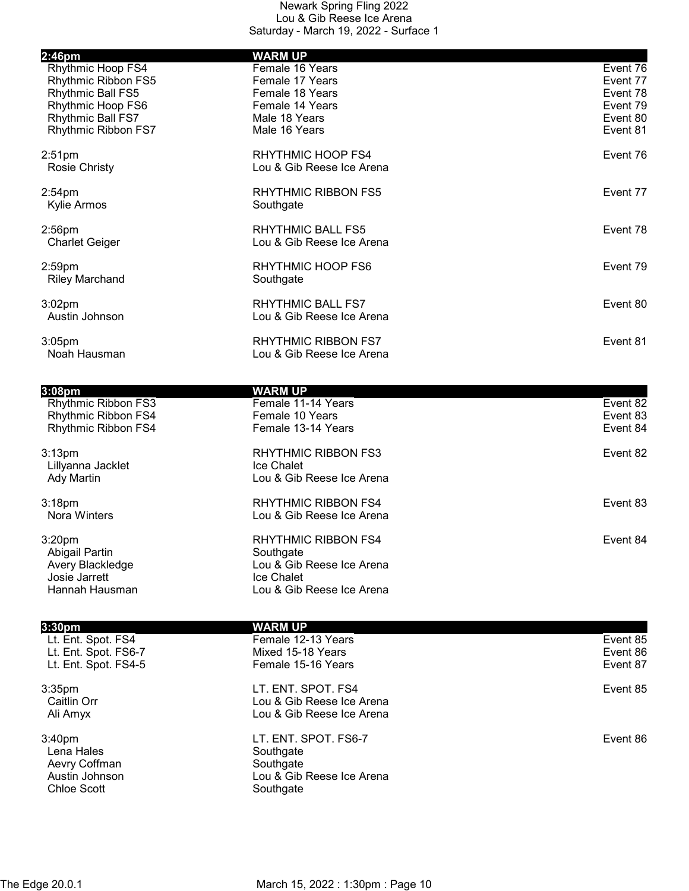Newark Spring Fling 2022
Lou & Gib Reese Ice Arena
Saturday - March 19, 2022 - Surface 1

| **2:46pm** | **WARM UP** | |
|---|---|---|
| Rhythmic Hoop FS4 | Female 16 Years | Event 76 |
| Rhythmic Ribbon FS5 | Female 17 Years | Event 77 |
| Rhythmic Ball FS5 | Female 18 Years | Event 78 |
| Rhythmic Hoop FS6 | Female 14 Years | Event 79 |
| Rhythmic Ball FS7 | Male 18 Years | Event 80 |
| Rhythmic Ribbon FS7 | Male 16 Years | Event 81 |

| 2:51pm | RHYTHMIC HOOP FS4 | Event 76 |
|---|---|---|
| Rosie Christy | Lou & Gib Reese Ice Arena | |

| 2:54pm | RHYTHMIC RIBBON FS5 | Event 77 |
|---|---|---|
| Kylie Armos | Southgate | |

| 2:56pm | RHYTHMIC BALL FS5 | Event 78 |
|---|---|---|
| Charlet Geiger | Lou & Gib Reese Ice Arena | |

| 2:59pm | RHYTHMIC HOOP FS6 | Event 79 |
|---|---|---|
| Riley Marchand | Southgate | |

| 3:02pm | RHYTHMIC BALL FS7 | Event 80 |
|---|---|---|
| Austin Johnson | Lou & Gib Reese Ice Arena | |

| 3:05pm | RHYTHMIC RIBBON FS7 | Event 81 |
|---|---|---|
| Noah Hausman | Lou & Gib Reese Ice Arena | |

| **3:08pm** | **WARM UP** | |
|---|---|---|
| Rhythmic Ribbon FS3 | Female 11-14 Years | Event 82 |
| Rhythmic Ribbon FS4 | Female 10 Years | Event 83 |
| Rhythmic Ribbon FS4 | Female 13-14 Years | Event 84 |

| 3:13pm | RHYTHMIC RIBBON FS3 | Event 82 |
|---|---|---|
| Lillyanna Jacklet | Ice Chalet | |
| Ady Martin | Lou & Gib Reese Ice Arena | |

| 3:18pm | RHYTHMIC RIBBON FS4 | Event 83 |
|---|---|---|
| Nora Winters | Lou & Gib Reese Ice Arena | |

| 3:20pm | RHYTHMIC RIBBON FS4 | Event 84 |
|---|---|---|
| Abigail Partin | Southgate | |
| Avery Blackledge | Lou & Gib Reese Ice Arena | |
| Josie Jarrett | Ice Chalet | |
| Hannah Hausman | Lou & Gib Reese Ice Arena | |

| **3:30pm** | **WARM UP** | |
|---|---|---|
| Lt. Ent. Spot. FS4 | Female 12-13 Years | Event 85 |
| Lt. Ent. Spot. FS6-7 | Mixed 15-18 Years | Event 86 |
| Lt. Ent. Spot. FS4-5 | Female 15-16 Years | Event 87 |

| 3:35pm | LT. ENT. SPOT. FS4 | Event 85 |
|---|---|---|
| Caitlin Orr | Lou & Gib Reese Ice Arena | |
| Ali Amyx | Lou & Gib Reese Ice Arena | |

| 3:40pm | LT. ENT. SPOT. FS6-7 | Event 86 |
|---|---|---|
| Lena Hales | Southgate | |
| Aevry Coffman | Southgate | |
| Austin Johnson | Lou & Gib Reese Ice Arena | |
| Chloe Scott | Southgate | |

The Edge 20.0.1 March 15, 2022 : 1:30pm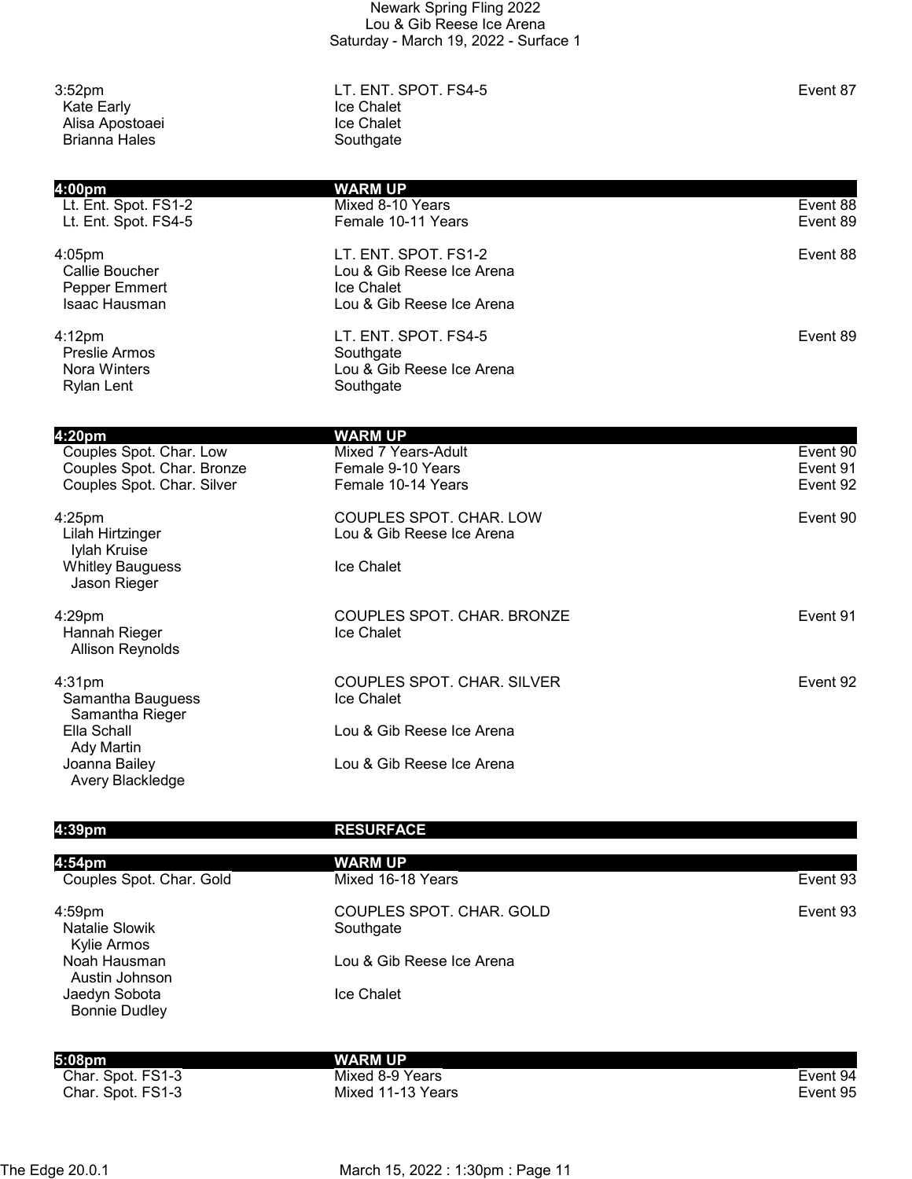Newark Spring Fling 2022
Lou & Gib Reese Ice Arena
Saturday - March 19, 2022 - Surface 1

| 3:52pm | LT. ENT. SPOT. FS4-5 | Event 87 |
|---|---|---|
| Kate Early | Ice Chalet | |
| Alisa Apostoaei | Ice Chalet | |
| Brianna Hales | Southgate | |

| **4:00pm** | **WARM UP** | |
|---|---|---|
| Lt. Ent. Spot. FS1-2 | Mixed 8-10 Years | Event 88 |
| Lt. Ent. Spot. FS4-5 | Female 10-11 Years | Event 89 |

| 4:05pm | LT. ENT. SPOT. FS1-2 | Event 88 |
|---|---|---|
| Callie Boucher | Lou & Gib Reese Ice Arena | |
| Pepper Emmert | Ice Chalet | |
| Isaac Hausman | Lou & Gib Reese Ice Arena | |

| 4:12pm | LT. ENT. SPOT. FS4-5 | Event 89 |
|---|---|---|
| Preslie Armos | Southgate | |
| Nora Winters | Lou & Gib Reese Ice Arena | |
| Rylan Lent | Southgate | |

| **4:20pm** | **WARM UP** | |
|---|---|---|
| Couples Spot. Char. Low | Mixed 7 Years-Adult | Event 90 |
| Couples Spot. Char. Bronze | Female 9-10 Years | Event 91 |
| Couples Spot. Char. Silver | Female 10-14 Years | Event 92 |

| 4:25pm | COUPLES SPOT. CHAR. LOW | Event 90 |
|---|---|---|
| Lilah Hirtzinger / Iylah Kruise | Lou & Gib Reese Ice Arena | |
| Whitley Bauguess / Jason Rieger | Ice Chalet | |

| 4:29pm | COUPLES SPOT. CHAR. BRONZE | Event 91 |
|---|---|---|
| Hannah Rieger / Allison Reynolds | Ice Chalet | |

| 4:31pm | COUPLES SPOT. CHAR. SILVER | Event 92 |
|---|---|---|
| Samantha Bauguess / Samantha Rieger | Ice Chalet | |
| Ella Schall / Ady Martin | Lou & Gib Reese Ice Arena | |
| Joanna Bailey / Avery Blackledge | Lou & Gib Reese Ice Arena | |

| **4:39pm** | **RESURFACE** | |
|---|---|---|

| **4:54pm** | **WARM UP** | |
|---|---|---|
| Couples Spot. Char. Gold | Mixed 16-18 Years | Event 93 |

| 4:59pm | COUPLES SPOT. CHAR. GOLD | Event 93 |
|---|---|---|
| Natalie Slowik / Kylie Armos | Southgate | |
| Noah Hausman / Austin Johnson | Lou & Gib Reese Ice Arena | |
| Jaedyn Sobota / Bonnie Dudley | Ice Chalet | |

| **5:08pm** | **WARM UP** | |
|---|---|---|
| Char. Spot. FS1-3 | Mixed 8-9 Years | Event 94 |
| Char. Spot. FS1-3 | Mixed 11-13 Years | Event 95 |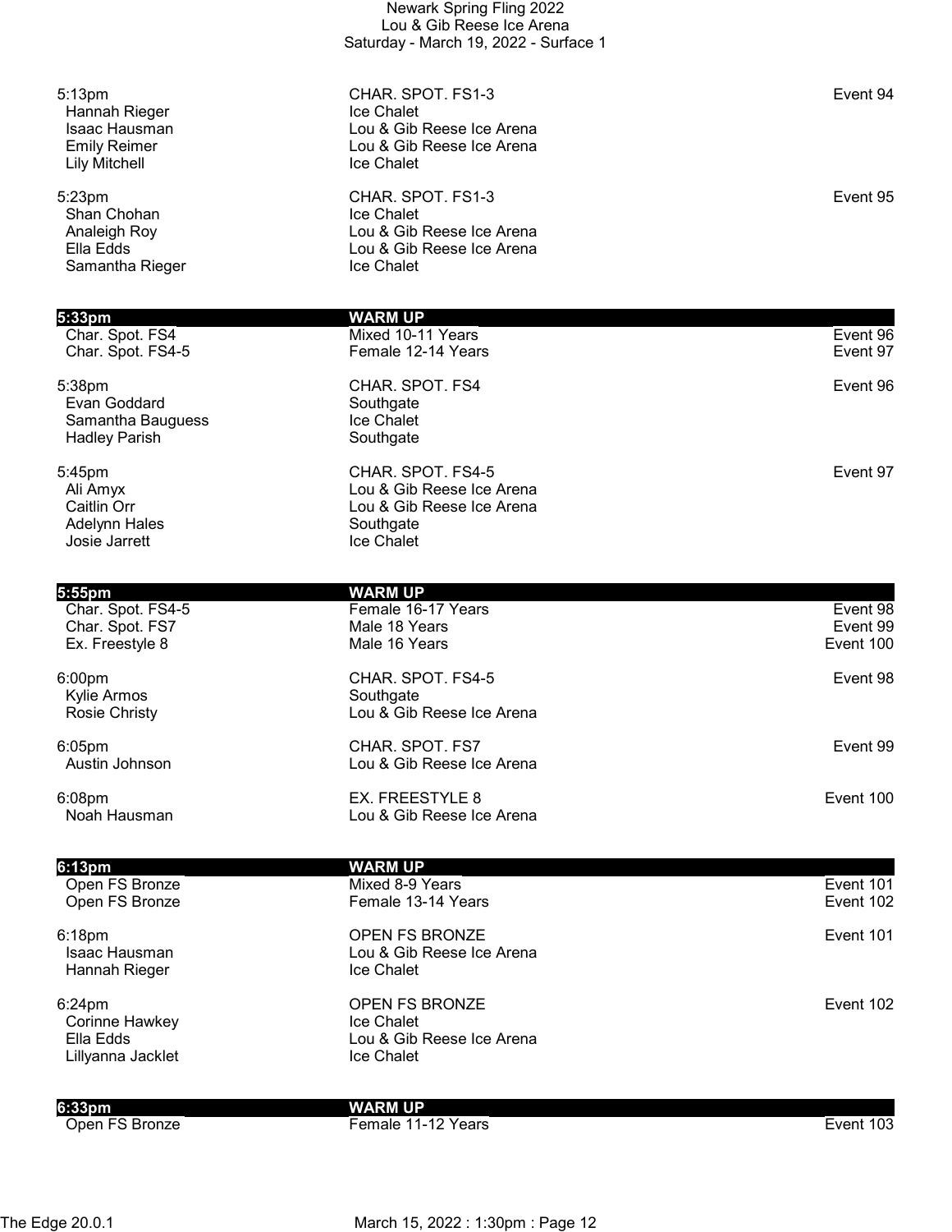Newark Spring Fling 2022
Lou & Gib Reese Ice Arena
Saturday - March 19, 2022 - Surface 1

| | | |
|---|---|---|
| 5:13pm | CHAR. SPOT. FS1-3 | Event 94 |
| Hannah Rieger | Ice Chalet | |
| Isaac Hausman | Lou & Gib Reese Ice Arena | |
| Emily Reimer | Lou & Gib Reese Ice Arena | |
| Lily Mitchell | Ice Chalet | |
| 5:23pm | CHAR. SPOT. FS1-3 | Event 95 |
| Shan Chohan | Ice Chalet | |
| Analeigh Roy | Lou & Gib Reese Ice Arena | |
| Ella Edds | Lou & Gib Reese Ice Arena | |
| Samantha Rieger | Ice Chalet | |

| **5:33pm** | **WARM UP** | |
|---|---|---|
| Char. Spot. FS4 | Mixed 10-11 Years | Event 96 |
| Char. Spot. FS4-5 | Female 12-14 Years | Event 97 |
| 5:38pm | CHAR. SPOT. FS4 | Event 96 |
| Evan Goddard | Southgate | |
| Samantha Bauguess | Ice Chalet | |
| Hadley Parish | Southgate | |
| 5:45pm | CHAR. SPOT. FS4-5 | Event 97 |
| Ali Amyx | Lou & Gib Reese Ice Arena | |
| Caitlin Orr | Lou & Gib Reese Ice Arena | |
| Adelynn Hales | Southgate | |
| Josie Jarrett | Ice Chalet | |

| **5:55pm** | **WARM UP** | |
|---|---|---|
| Char. Spot. FS4-5 | Female 16-17 Years | Event 98 |
| Char. Spot. FS7 | Male 18 Years | Event 99 |
| Ex. Freestyle 8 | Male 16 Years | Event 100 |
| 6:00pm | CHAR. SPOT. FS4-5 | Event 98 |
| Kylie Armos | Southgate | |
| Rosie Christy | Lou & Gib Reese Ice Arena | |
| 6:05pm | CHAR. SPOT. FS7 | Event 99 |
| Austin Johnson | Lou & Gib Reese Ice Arena | |
| 6:08pm | EX. FREESTYLE 8 | Event 100 |
| Noah Hausman | Lou & Gib Reese Ice Arena | |

| **6:13pm** | **WARM UP** | |
|---|---|---|
| Open FS Bronze | Mixed 8-9 Years | Event 101 |
| Open FS Bronze | Female 13-14 Years | Event 102 |
| 6:18pm | OPEN FS BRONZE | Event 101 |
| Isaac Hausman | Lou & Gib Reese Ice Arena | |
| Hannah Rieger | Ice Chalet | |
| 6:24pm | OPEN FS BRONZE | Event 102 |
| Corinne Hawkey | Ice Chalet | |
| Ella Edds | Lou & Gib Reese Ice Arena | |
| Lillyanna Jacklet | Ice Chalet | |

| **6:33pm** | **WARM UP** | |
|---|---|---|
| Open FS Bronze | Female 11-12 Years | Event 103 |

The Edge 20.0.1 March 15, 2022 : 1:30pm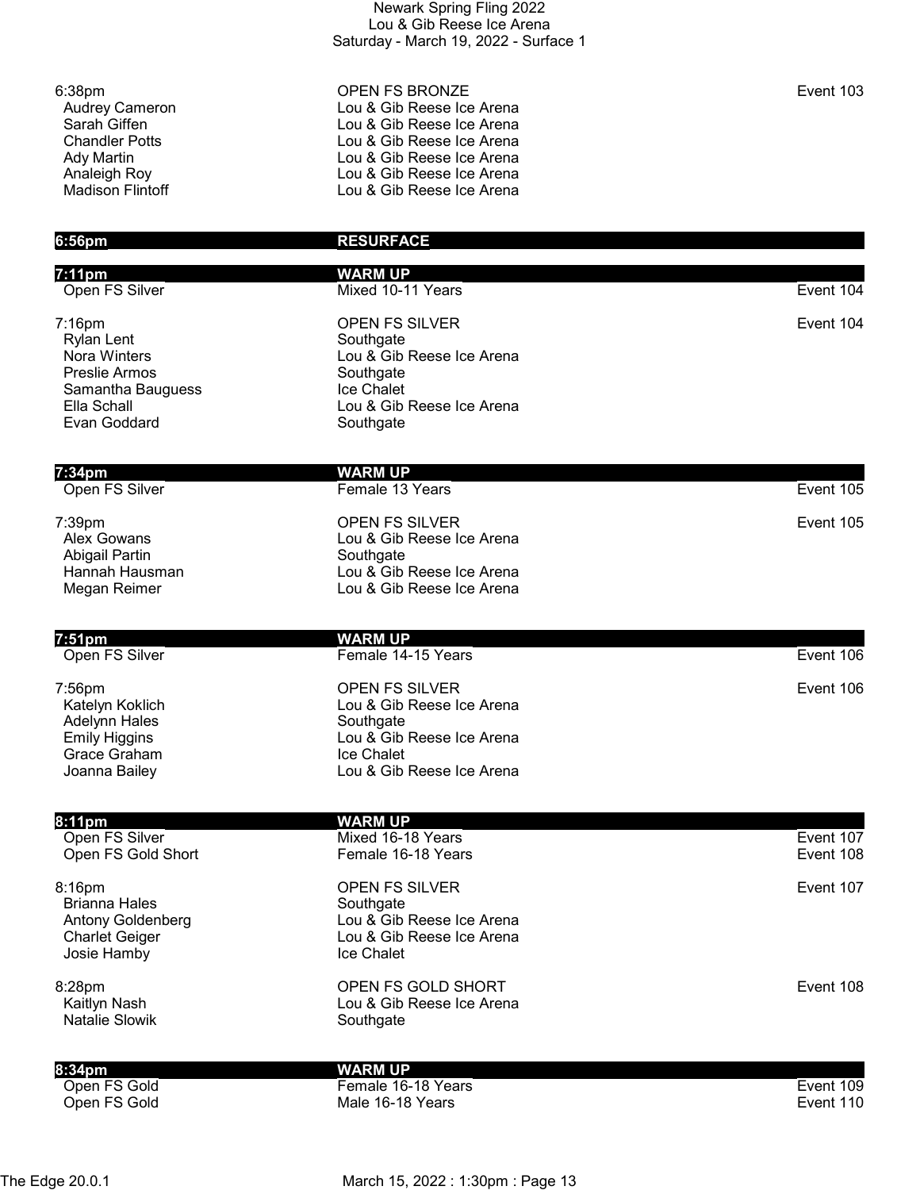Newark Spring Fling 2022
Lou & Gib Reese Ice Arena
Saturday - March 19, 2022 - Surface 1

| | | |
|---|---|---|
| 6:38pm | OPEN FS BRONZE | Event 103 |
| Audrey Cameron | Lou & Gib Reese Ice Arena | |
| Sarah Giffen | Lou & Gib Reese Ice Arena | |
| Chandler Potts | Lou & Gib Reese Ice Arena | |
| Ady Martin | Lou & Gib Reese Ice Arena | |
| Analeigh Roy | Lou & Gib Reese Ice Arena | |
| Madison Flintoff | Lou & Gib Reese Ice Arena | |
| **6:56pm** | **RESURFACE** | |
| **7:11pm** | **WARM UP** | |
| Open FS Silver | Mixed 10-11 Years | Event 104 |
| 7:16pm | OPEN FS SILVER | Event 104 |
| Rylan Lent | Southgate | |
| Nora Winters | Lou & Gib Reese Ice Arena | |
| Preslie Armos | Southgate | |
| Samantha Bauguess | Ice Chalet | |
| Ella Schall | Lou & Gib Reese Ice Arena | |
| Evan Goddard | Southgate | |
| **7:34pm** | **WARM UP** | |
| Open FS Silver | Female 13 Years | Event 105 |
| 7:39pm | OPEN FS SILVER | Event 105 |
| Alex Gowans | Lou & Gib Reese Ice Arena | |
| Abigail Partin | Southgate | |
| Hannah Hausman | Lou & Gib Reese Ice Arena | |
| Megan Reimer | Lou & Gib Reese Ice Arena | |
| **7:51pm** | **WARM UP** | |
| Open FS Silver | Female 14-15 Years | Event 106 |
| 7:56pm | OPEN FS SILVER | Event 106 |
| Katelyn Koklich | Lou & Gib Reese Ice Arena | |
| Adelynn Hales | Southgate | |
| Emily Higgins | Lou & Gib Reese Ice Arena | |
| Grace Graham | Ice Chalet | |
| Joanna Bailey | Lou & Gib Reese Ice Arena | |
| **8:11pm** | **WARM UP** | |
| Open FS Silver | Mixed 16-18 Years | Event 107 |
| Open FS Gold Short | Female 16-18 Years | Event 108 |
| 8:16pm | OPEN FS SILVER | Event 107 |
| Brianna Hales | Southgate | |
| Antony Goldenberg | Lou & Gib Reese Ice Arena | |
| Charlet Geiger | Lou & Gib Reese Ice Arena | |
| Josie Hamby | Ice Chalet | |
| 8:28pm | OPEN FS GOLD SHORT | Event 108 |
| Kaitlyn Nash | Lou & Gib Reese Ice Arena | |
| Natalie Slowik | Southgate | |
| **8:34pm** | **WARM UP** | |
| Open FS Gold | Female 16-18 Years | Event 109 |
| Open FS Gold | Male 16-18 Years | Event 110 |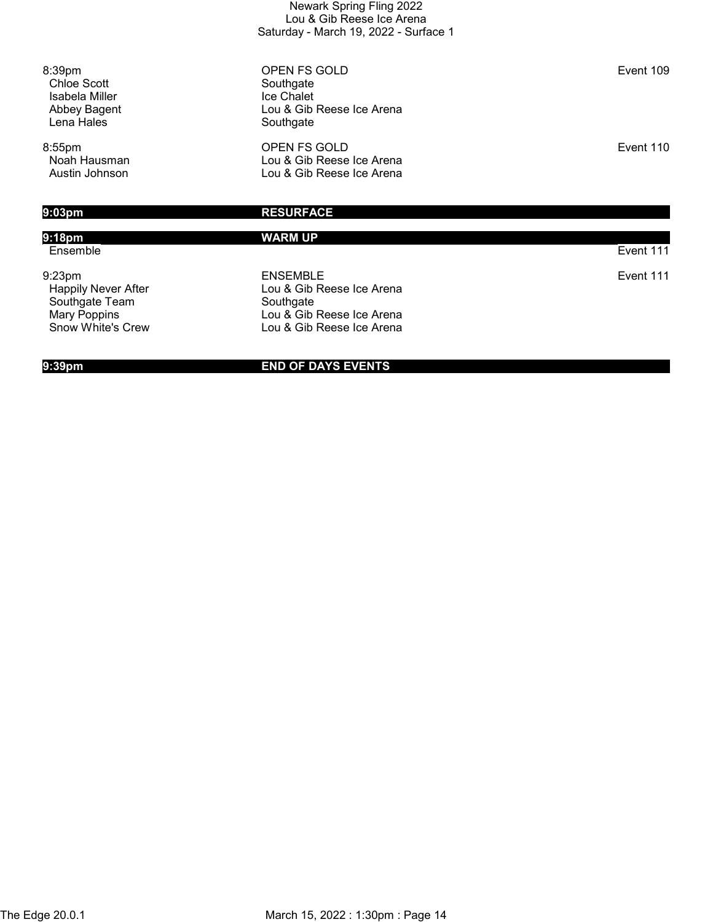| Time | Event | | Event # |
|---|---|---|---|
| 8:39pm | OPEN FS GOLD | | Event 109 |
| Chloe Scott | Southgate | | |
| Isabela Miller | Ice Chalet | | |
| Abbey Bagent | Lou & Gib Reese Ice Arena | | |
| Lena Hales | Southgate | | |
| 8:55pm | OPEN FS GOLD | | Event 110 |
| Noah Hausman | Lou & Gib Reese Ice Arena | | |
| Austin Johnson | Lou & Gib Reese Ice Arena | | |
| **9:03pm** | **RESURFACE** | | |
| **9:18pm** | **WARM UP** | | |
| Ensemble | | | Event 111 |
| 9:23pm | ENSEMBLE | | Event 111 |
| Happily Never After | Lou & Gib Reese Ice Arena | | |
| Southgate Team | Southgate | | |
| Mary Poppins | Lou & Gib Reese Ice Arena | | |
| Snow White's Crew | Lou & Gib Reese Ice Arena | | |
| **9:39pm** | **END OF DAYS EVENTS** | | |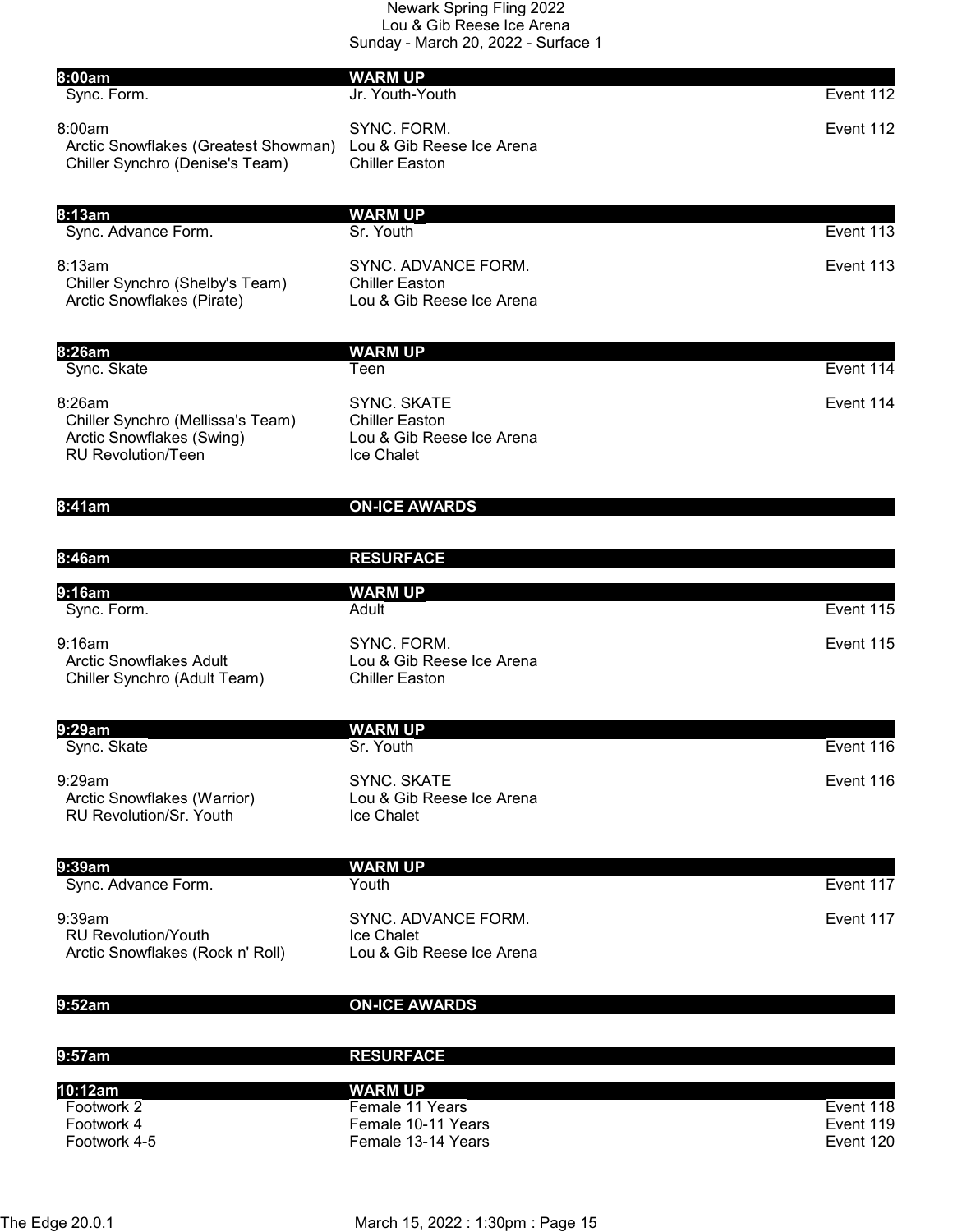Newark Spring Fling 2022
Lou & Gib Reese Ice Arena
Sunday - March 20, 2022 - Surface 1

| | | |
|---|---|---|
| **8:00am** | **WARM UP** | |
| Sync. Form. | Jr. Youth-Youth | Event 112 |
| 8:00am | SYNC. FORM. | Event 112 |
| Arctic Snowflakes (Greatest Showman) | Lou & Gib Reese Ice Arena | |
| Chiller Synchro (Denise's Team) | Chiller Easton | |
| **8:13am** | **WARM UP** | |
| Sync. Advance Form. | Sr. Youth | Event 113 |
| 8:13am | SYNC. ADVANCE FORM. | Event 113 |
| Chiller Synchro (Shelby's Team) | Chiller Easton | |
| Arctic Snowflakes (Pirate) | Lou & Gib Reese Ice Arena | |
| **8:26am** | **WARM UP** | |
| Sync. Skate | Teen | Event 114 |
| 8:26am | SYNC. SKATE | Event 114 |
| Chiller Synchro (Mellissa's Team) | Chiller Easton | |
| Arctic Snowflakes (Swing) | Lou & Gib Reese Ice Arena | |
| RU Revolution/Teen | Ice Chalet | |
| **8:41am** | **ON-ICE AWARDS** | |
| **8:46am** | **RESURFACE** | |
| **9:16am** | **WARM UP** | |
| Sync. Form. | Adult | Event 115 |
| 9:16am | SYNC. FORM. | Event 115 |
| Arctic Snowflakes Adult | Lou & Gib Reese Ice Arena | |
| Chiller Synchro (Adult Team) | Chiller Easton | |
| **9:29am** | **WARM UP** | |
| Sync. Skate | Sr. Youth | Event 116 |
| 9:29am | SYNC. SKATE | Event 116 |
| Arctic Snowflakes (Warrior) | Lou & Gib Reese Ice Arena | |
| RU Revolution/Sr. Youth | Ice Chalet | |
| **9:39am** | **WARM UP** | |
| Sync. Advance Form. | Youth | Event 117 |
| 9:39am | SYNC. ADVANCE FORM. | Event 117 |
| RU Revolution/Youth | Ice Chalet | |
| Arctic Snowflakes (Rock n' Roll) | Lou & Gib Reese Ice Arena | |
| **9:52am** | **ON-ICE AWARDS** | |
| **9:57am** | **RESURFACE** | |
| **10:12am** | **WARM UP** | |
| Footwork 2 | Female 11 Years | Event 118 |
| Footwork 4 | Female 10-11 Years | Event 119 |
| Footwork 4-5 | Female 13-14 Years | Event 120 |

The Edge 20.0.1 March 15, 2022 : 1:30pm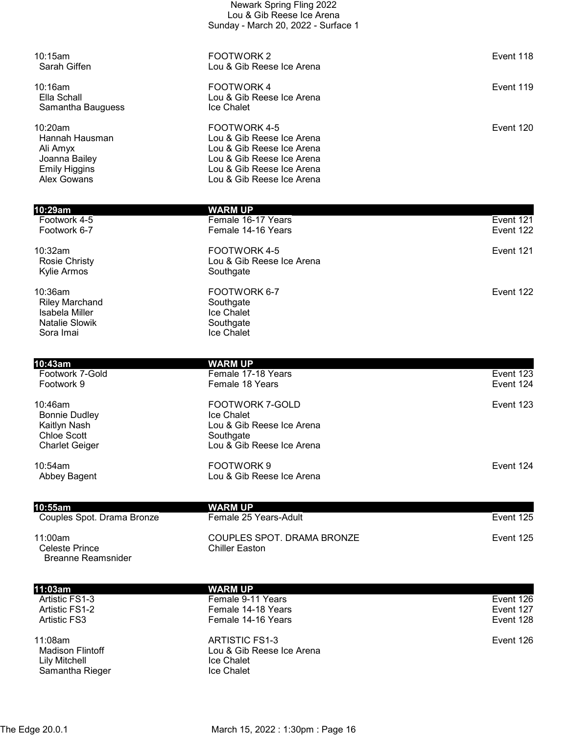10:15am | FOOTWORK 2 | Event 118
- Sarah Giffen — Lou & Gib Reese Ice Arena

10:16am | FOOTWORK 4 | Event 119
- Ella Schall — Lou & Gib Reese Ice Arena
- Samantha Bauguess — Ice Chalet

10:20am | FOOTWORK 4-5 | Event 120
- Hannah Hausman — Lou & Gib Reese Ice Arena
- Ali Amyx — Lou & Gib Reese Ice Arena
- Joanna Bailey — Lou & Gib Reese Ice Arena
- Emily Higgins — Lou & Gib Reese Ice Arena
- Alex Gowans — Lou & Gib Reese Ice Arena

**10:29am WARM UP**
- Footwork 4-5 — Female 16-17 Years — Event 121
- Footwork 6-7 — Female 14-16 Years — Event 122

10:32am | FOOTWORK 4-5 | Event 121
- Rosie Christy — Lou & Gib Reese Ice Arena
- Kylie Armos — Southgate

10:36am | FOOTWORK 6-7 | Event 122
- Riley Marchand — Southgate
- Isabela Miller — Ice Chalet
- Natalie Slowik — Southgate
- Sora Imai — Ice Chalet

**10:43am WARM UP**
- Footwork 7-Gold — Female 17-18 Years — Event 123
- Footwork 9 — Female 18 Years — Event 124

10:46am | FOOTWORK 7-GOLD | Event 123
- Bonnie Dudley — Ice Chalet
- Kaitlyn Nash — Lou & Gib Reese Ice Arena
- Chloe Scott — Southgate
- Charlet Geiger — Lou & Gib Reese Ice Arena

10:54am | FOOTWORK 9 | Event 124
- Abbey Bagent — Lou & Gib Reese Ice Arena

**10:55am WARM UP**
- Couples Spot. Drama Bronze — Female 25 Years-Adult — Event 125

11:00am | COUPLES SPOT. DRAMA BRONZE | Event 125
- Celeste Prince — Chiller Easton
  - Breanne Reamsnider

**11:03am WARM UP**
- Artistic FS1-3 — Female 9-11 Years — Event 126
- Artistic FS1-2 — Female 14-18 Years — Event 127
- Artistic FS3 — Female 14-16 Years — Event 128

11:08am | ARTISTIC FS1-3 | Event 126
- Madison Flintoff — Lou & Gib Reese Ice Arena
- Lily Mitchell — Ice Chalet
- Samantha Rieger — Ice Chalet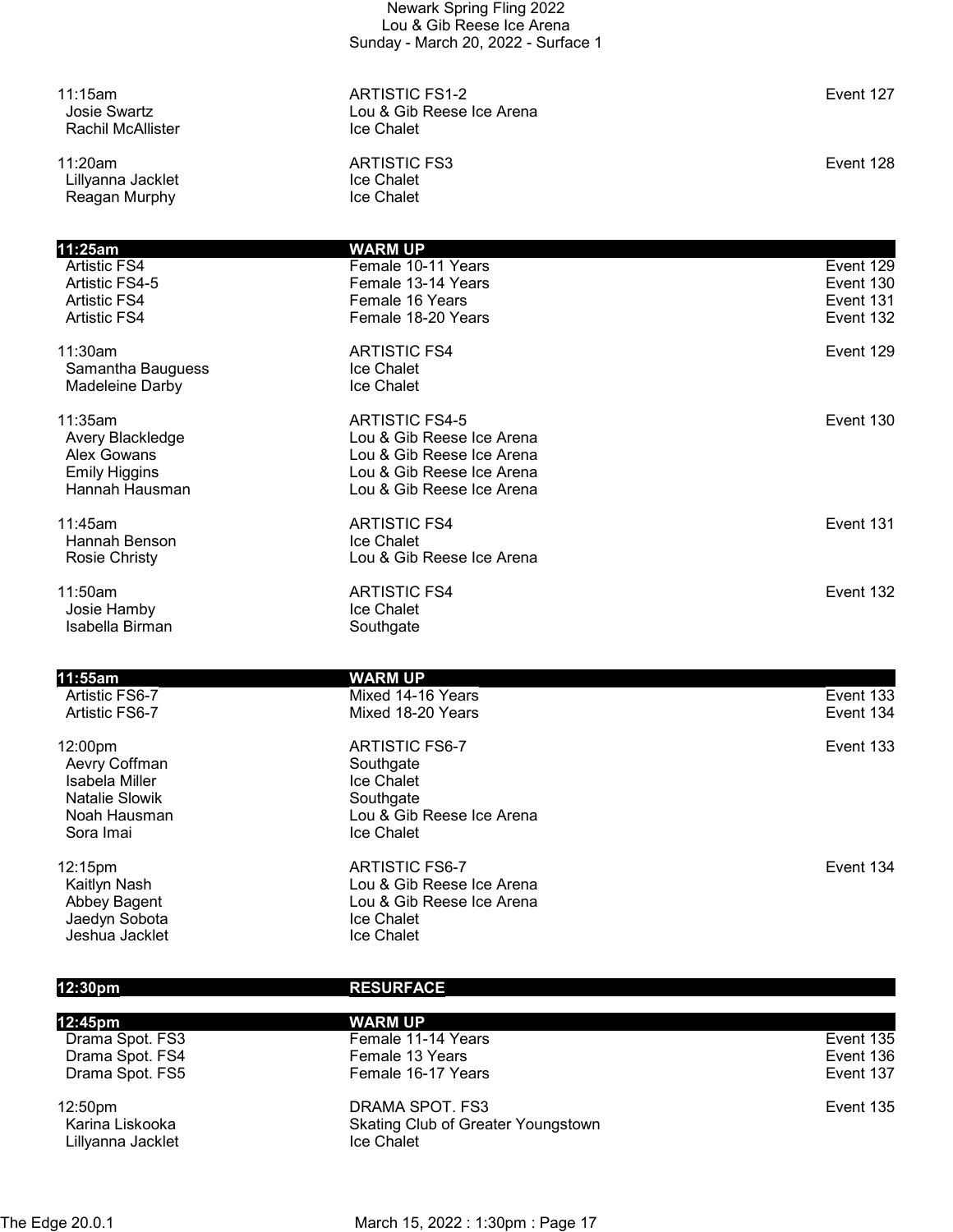11:15am | ARTISTIC FS1-2 | Event 127
- Josie Swartz — Lou & Gib Reese Ice Arena
- Rachil McAllister — Ice Chalet

11:20am | ARTISTIC FS3 | Event 128
- Lillyanna Jacklet — Ice Chalet
- Reagan Murphy — Ice Chalet

**11:25am | WARM UP**

| | | |
|---|---|---|
| Artistic FS4 | Female 10-11 Years | Event 129 |
| Artistic FS4-5 | Female 13-14 Years | Event 130 |
| Artistic FS4 | Female 16 Years | Event 131 |
| Artistic FS4 | Female 18-20 Years | Event 132 |

11:30am | ARTISTIC FS4 | Event 129
- Samantha Bauguess — Ice Chalet
- Madeleine Darby — Ice Chalet

11:35am | ARTISTIC FS4-5 | Event 130
- Avery Blackledge — Lou & Gib Reese Ice Arena
- Alex Gowans — Lou & Gib Reese Ice Arena
- Emily Higgins — Lou & Gib Reese Ice Arena
- Hannah Hausman — Lou & Gib Reese Ice Arena

11:45am | ARTISTIC FS4 | Event 131
- Hannah Benson — Ice Chalet
- Rosie Christy — Lou & Gib Reese Ice Arena

11:50am | ARTISTIC FS4 | Event 132
- Josie Hamby — Ice Chalet
- Isabella Birman — Southgate

**11:55am | WARM UP**

| | | |
|---|---|---|
| Artistic FS6-7 | Mixed 14-16 Years | Event 133 |
| Artistic FS6-7 | Mixed 18-20 Years | Event 134 |

12:00pm | ARTISTIC FS6-7 | Event 133
- Aevry Coffman — Southgate
- Isabela Miller — Ice Chalet
- Natalie Slowik — Southgate
- Noah Hausman — Lou & Gib Reese Ice Arena
- Sora Imai — Ice Chalet

12:15pm | ARTISTIC FS6-7 | Event 134
- Kaitlyn Nash — Lou & Gib Reese Ice Arena
- Abbey Bagent — Lou & Gib Reese Ice Arena
- Jaedyn Sobota — Ice Chalet
- Jeshua Jacklet — Ice Chalet

**12:30pm | RESURFACE**

**12:45pm | WARM UP**

| | | |
|---|---|---|
| Drama Spot. FS3 | Female 11-14 Years | Event 135 |
| Drama Spot. FS4 | Female 13 Years | Event 136 |
| Drama Spot. FS5 | Female 16-17 Years | Event 137 |

12:50pm | DRAMA SPOT. FS3 | Event 135
- Karina Liskooka — Skating Club of Greater Youngstown
- Lillyanna Jacklet — Ice Chalet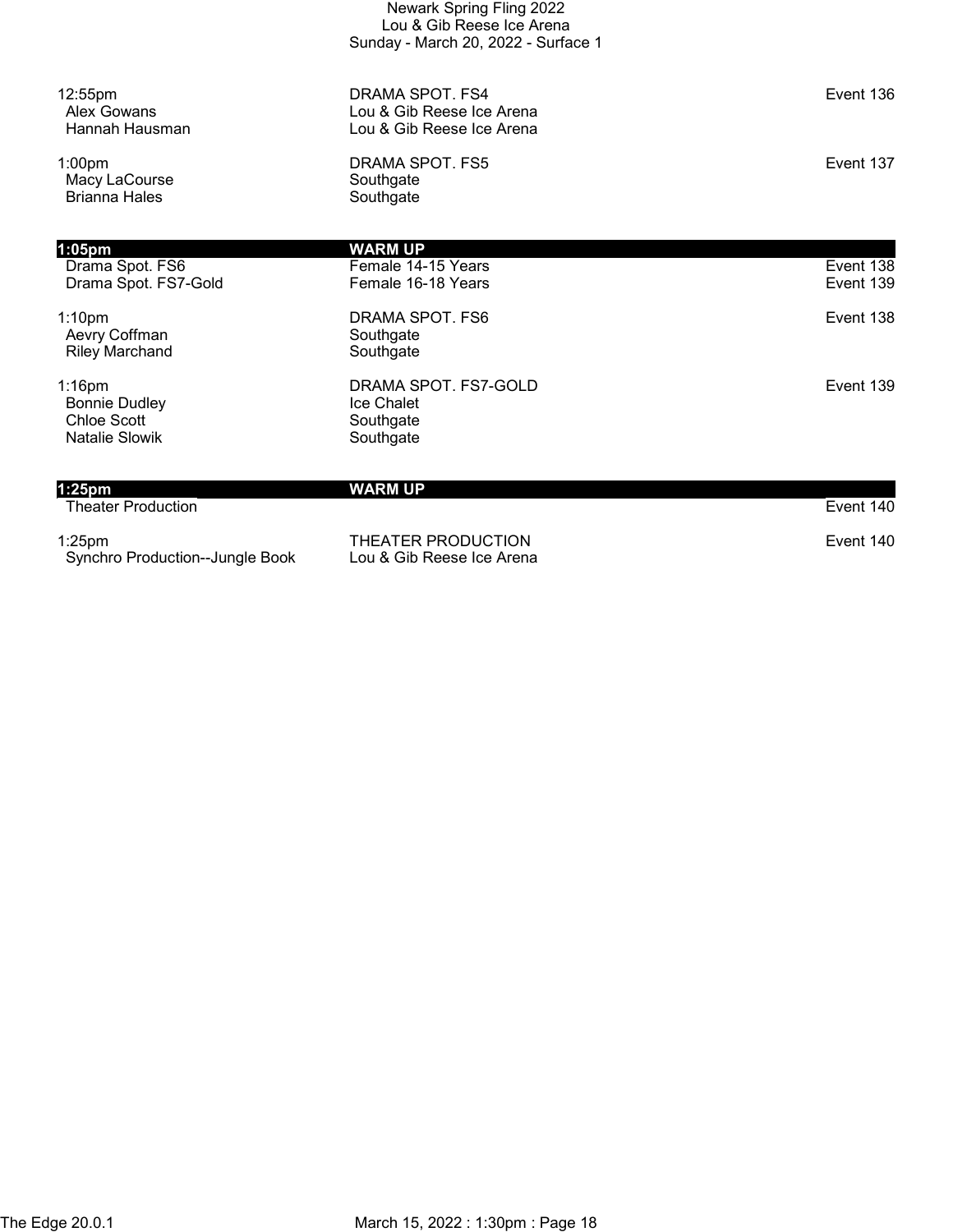| | | |
|---|---|---|
| 12:55pm | DRAMA SPOT. FS4 | Event 136 |
| Alex Gowans | Lou & Gib Reese Ice Arena | |
| Hannah Hausman | Lou & Gib Reese Ice Arena | |
| | | |
| 1:00pm | DRAMA SPOT. FS5 | Event 137 |
| Macy LaCourse | Southgate | |
| Brianna Hales | Southgate | |
| | | |
| **1:05pm** | **WARM UP** | |
| Drama Spot. FS6 | Female 14-15 Years | Event 138 |
| Drama Spot. FS7-Gold | Female 16-18 Years | Event 139 |
| | | |
| 1:10pm | DRAMA SPOT. FS6 | Event 138 |
| Aevry Coffman | Southgate | |
| Riley Marchand | Southgate | |
| | | |
| 1:16pm | DRAMA SPOT. FS7-GOLD | Event 139 |
| Bonnie Dudley | Ice Chalet | |
| Chloe Scott | Southgate | |
| Natalie Slowik | Southgate | |
| | | |
| **1:25pm** | **WARM UP** | |
| Theater Production | | Event 140 |
| | | |
| 1:25pm | THEATER PRODUCTION | Event 140 |
| Synchro Production--Jungle Book | Lou & Gib Reese Ice Arena | |